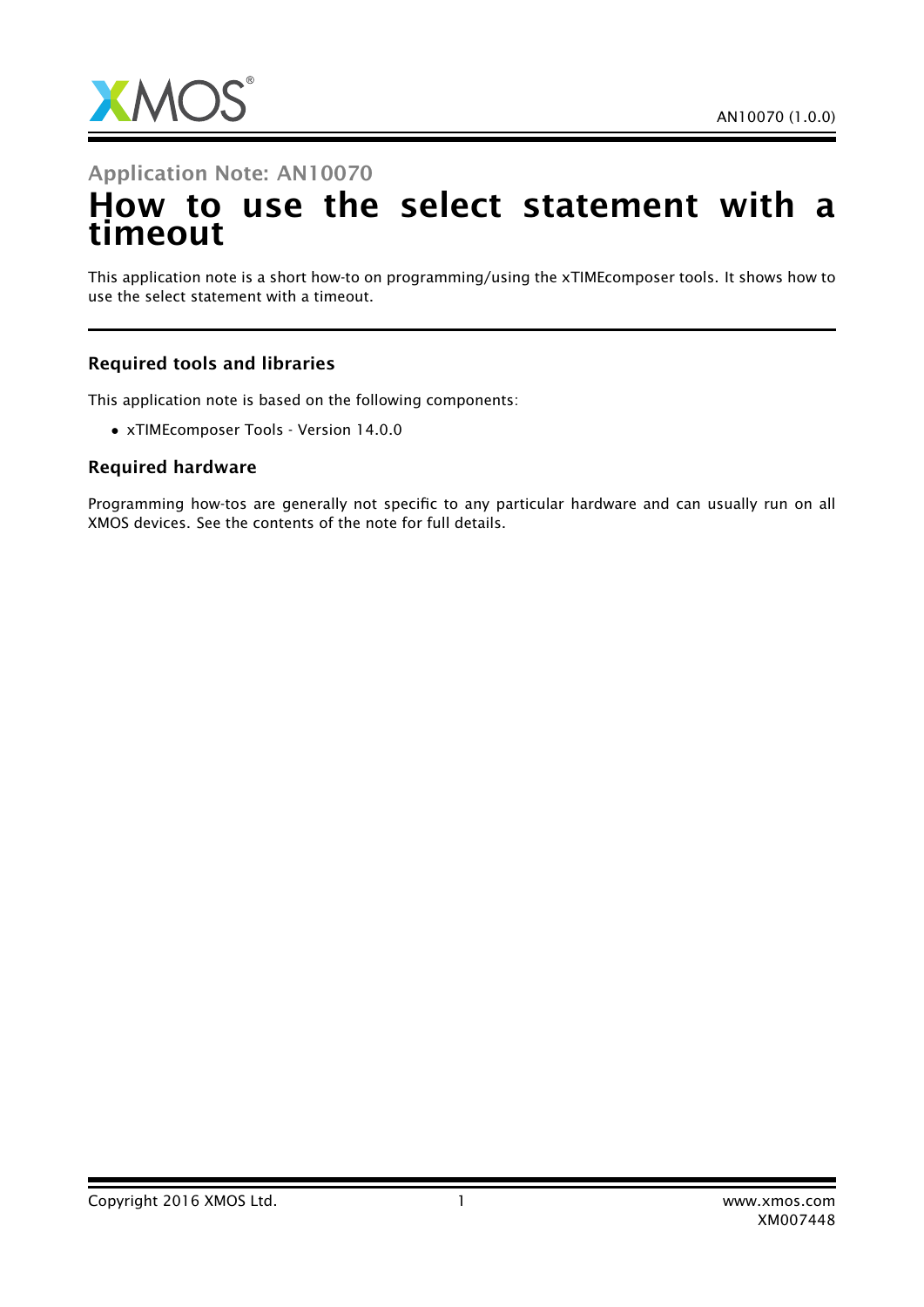Application Note: AN10070

# How to use the select statement with a timeout

This application note is a short how-to on programming/using the xTIMEcomposer tools. It shows how to use the select statement with a timeout.

### Required tools and libraries

This application note is based on the following components:

- xTIMEcomposer Tools - Version 14.0.0

### Required hardware

Programming how-tos are generally not specific to any particular hardware and can usually run on all XMOS devices. See the contents of the note for full details.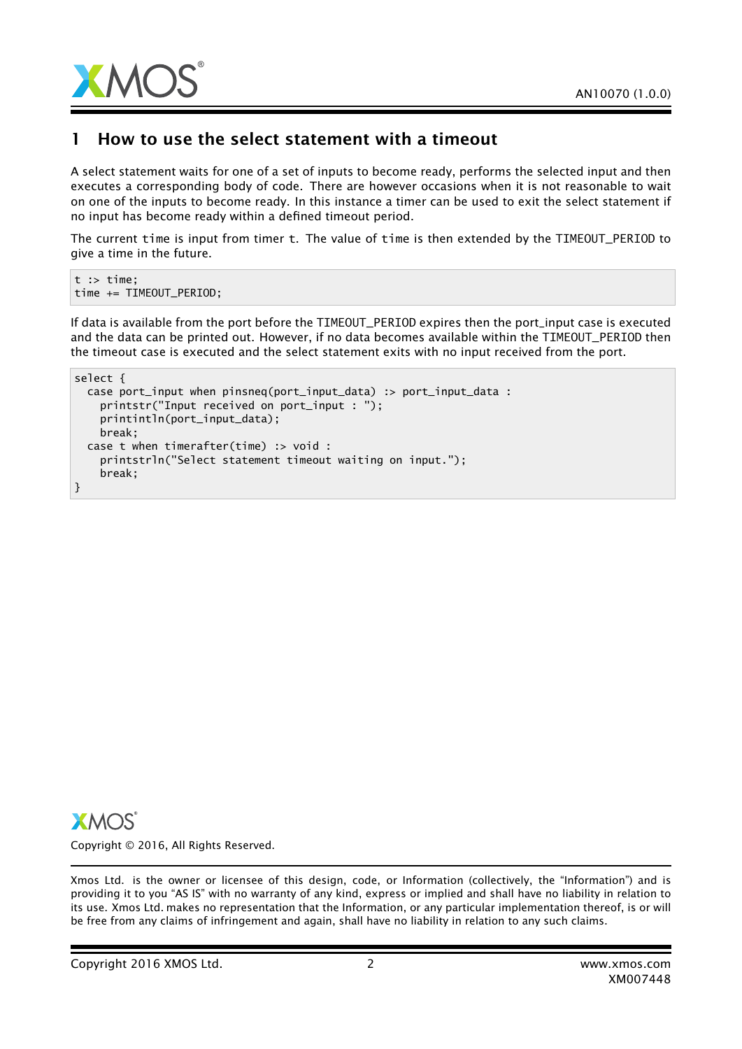# 1 How to use the select statement with a timeout

A select statement waits for one of a set of inputs to become ready, performs the selected input and then executes a corresponding body of code. There are however occasions when it is not reasonable to wait on one of the inputs to become ready. In this instance a timer can be used to exit the select statement if no input has become ready within a defined timeout period.

The current time is input from timer t. The value of time is then extended by the TIMEOUT_PERIOD to give a time in the future.

```
t :> time;
time += TIMEOUT_PERIOD;
```

If data is available from the port before the TIMEOUT_PERIOD expires then the port_input case is executed and the data can be printed out. However, if no data becomes available within the TIMEOUT_PERIOD then the timeout case is executed and the select statement exits with no input received from the port.

```
select {
  case port_input when pinsneq(port_input_data) :> port_input_data :
    printstr("Input received on port_input : ");
    printintln(port_input_data);
    break;
  case t when timerafter(time) :> void :
    printstrln("Select statement timeout waiting on input.");
    break;
}
```

Copyright © 2016, All Rights Reserved.

Xmos Ltd. is the owner or licensee of this design, code, or Information (collectively, the "Information") and is providing it to you "AS IS" with no warranty of any kind, express or implied and shall have no liability in relation to its use. Xmos Ltd. makes no representation that the Information, or any particular implementation thereof, is or will be free from any claims of infringement and again, shall have no liability in relation to any such claims.